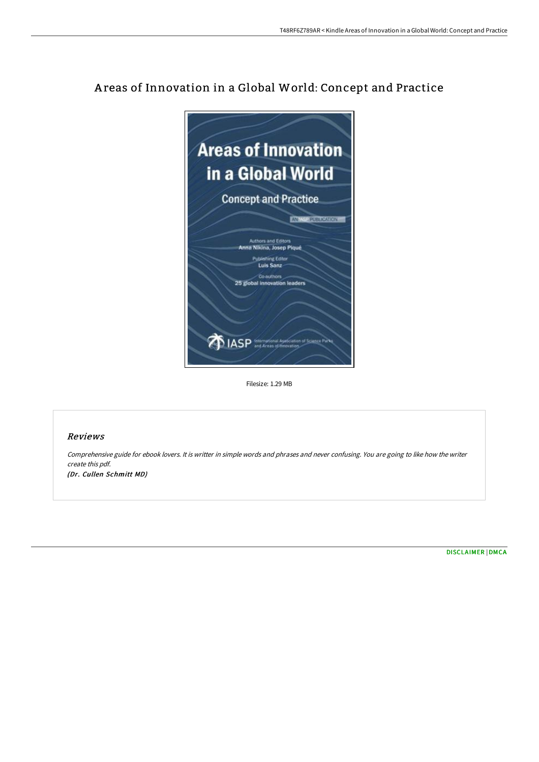# Areas of Innovation in a Global World: Concept and Practice

Filesize: 1.29 MB

## Reviews

*Comprehensive guide for ebook lovers. It is writter in simple words and phrases and never confusing. You are going to like how the writer create this pdf.*

*(Dr. Cullen Schmitt MD)*

DISCLAIMER | DMCA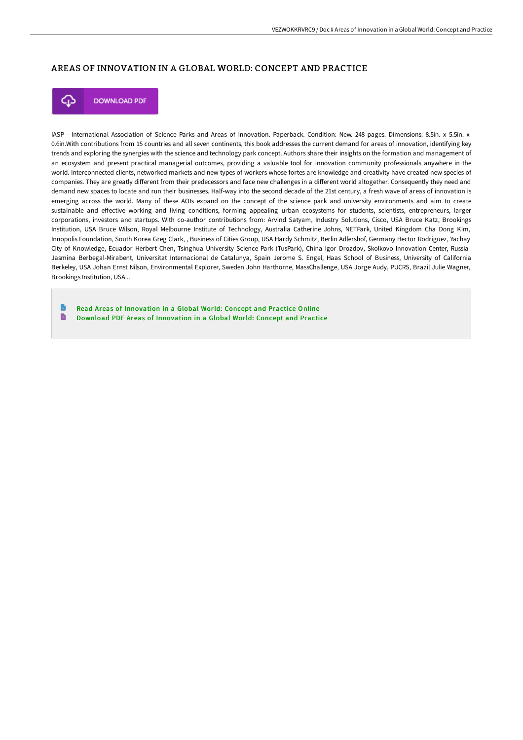## AREAS OF INNOVATION IN A GLOBAL WORLD: CONCEPT AND PRACTICE

DOWNLOAD PDF

IASP - International Association of Science Parks and Areas of Innovation. Paperback. Condition: New. 248 pages. Dimensions: 8.5in. x 5.5in. x 0.6in.With contributions from 15 countries and all seven continents, this book addresses the current demand for areas of innovation, identifying key trends and exploring the synergies with the science and technology park concept. Authors share their insights on the formation and management of an ecosystem and present practical managerial outcomes, providing a valuable tool for innovation community professionals anywhere in the world. Interconnected clients, networked markets and new types of workers whose fortes are knowledge and creativity have created new species of companies. They are greatly different from their predecessors and face new challenges in a different world altogether. Consequently they need and demand new spaces to locate and run their businesses. Half-way into the second decade of the 21st century, a fresh wave of areas of innovation is emerging across the world. Many of these AOIs expand on the concept of the science park and university environments and aim to create sustainable and effective working and living conditions, forming appealing urban ecosystems for students, scientists, entrepreneurs, larger corporations, investors and startups. With co-author contributions from: Arvind Satyam, Industry Solutions, Cisco, USA Bruce Katz, Brookings Institution, USA Bruce Wilson, Royal Melbourne Institute of Technology, Australia Catherine Johns, NETPark, United Kingdom Cha Dong Kim, Innopolis Foundation, South Korea Greg Clark, , Business of Cities Group, USA Hardy Schmitz, Berlin Adlershof, Germany Hector Rodriguez, Yachay City of Knowledge, Ecuador Herbert Chen, Tsinghua University Science Park (TusPark), China Igor Drozdov, Skolkovo Innovation Center, Russia Jasmina Berbegal-Mirabent, Universitat Internacional de Catalunya, Spain Jerome S. Engel, Haas School of Business, University of California Berkeley, USA Johan Ernst Nilson, Environmental Explorer, Sweden John Harthorne, MassChallenge, USA Jorge Audy, PUCRS, Brazil Julie Wagner, Brookings Institution, USA...

- Read Areas of Innovation in a Global World: Concept and Practice Online
- Download PDF Areas of Innovation in a Global World: Concept and Practice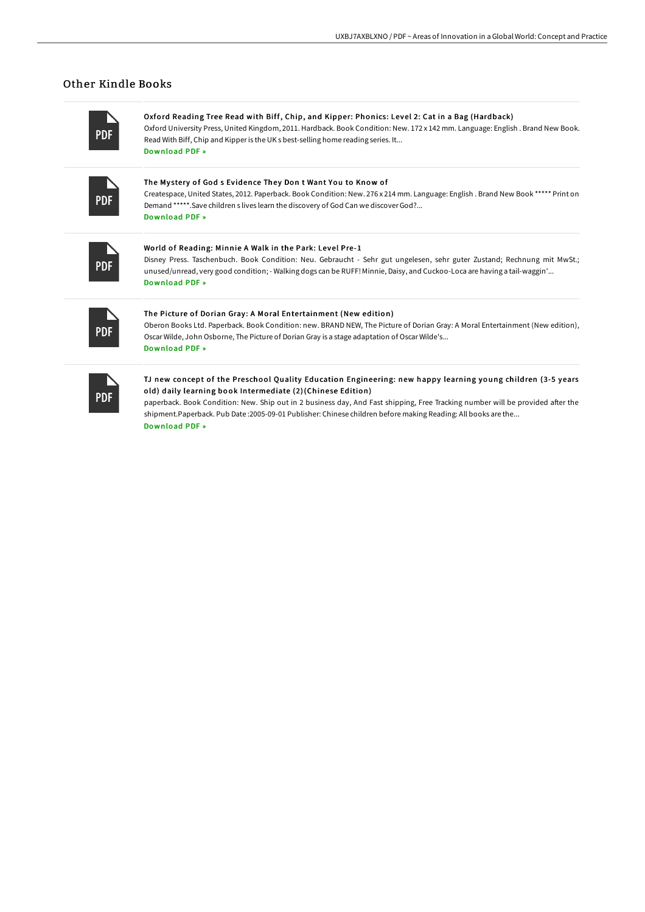## Other Kindle Books

**Oxford Reading Tree Read with Biff, Chip, and Kipper: Phonics: Level 2: Cat in a Bag (Hardback)**
Oxford University Press, United Kingdom, 2011. Hardback. Book Condition: New. 172 x 142 mm. Language: English . Brand New Book. Read With Biff, Chip and Kipper is the UK s best-selling home reading series. It...
Download PDF »

**The Mystery of God s Evidence They Don t Want You to Know of**
Createspace, United States, 2012. Paperback. Book Condition: New. 276 x 214 mm. Language: English . Brand New Book ***** Print on Demand *****.Save children s lives learn the discovery of God Can we discover God?...
Download PDF »

**World of Reading: Minnie A Walk in the Park: Level Pre-1**
Disney Press. Taschenbuch. Book Condition: Neu. Gebraucht - Sehr gut ungelesen, sehr guter Zustand; Rechnung mit MwSt.; unused/unread, very good condition; - Walking dogs can be RUFF! Minnie, Daisy, and Cuckoo-Loca are having a tail-waggin'...
Download PDF »

**The Picture of Dorian Gray: A Moral Entertainment (New edition)**
Oberon Books Ltd. Paperback. Book Condition: new. BRAND NEW, The Picture of Dorian Gray: A Moral Entertainment (New edition), Oscar Wilde, John Osborne, The Picture of Dorian Gray is a stage adaptation of Oscar Wilde's...
Download PDF »

**TJ new concept of the Preschool Quality Education Engineering: new happy learning young children (3-5 years old) daily learning book Intermediate (2)(Chinese Edition)**
paperback. Book Condition: New. Ship out in 2 business day, And Fast shipping, Free Tracking number will be provided after the shipment.Paperback. Pub Date :2005-09-01 Publisher: Chinese children before making Reading: All books are the...
Download PDF »